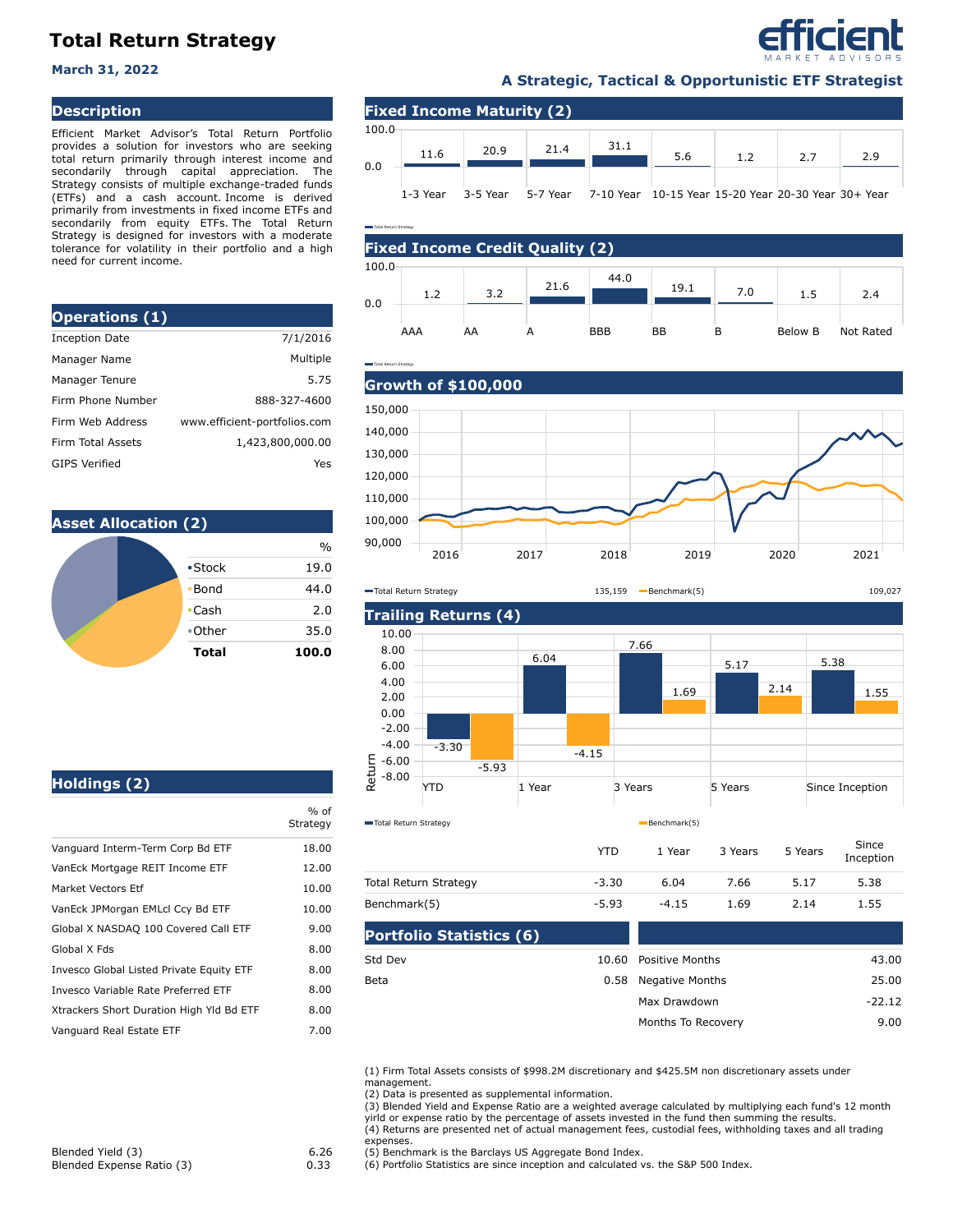# Total Return Strategy

**March 31, 2022**

**A Strategic, Tactical & Opportunistic ETF Strategist**

## Description

Efficient Market Advisor's Total Return Portfolio provides a solution for investors who are seeking total return primarily through interest income and secondarily through capital appreciation. The Strategy consists of multiple exchange-traded funds (ETFs) and a cash account. Income is derived primarily from investments in fixed income ETFs and secondarily from equity ETFs. The Total Return Strategy is designed for investors with a moderate tolerance for volatility in their portfolio and a high need for current income.

## Operations (1)

| | |
|---|---|
| Inception Date | 7/1/2016 |
| Manager Name | Multiple |
| Manager Tenure | 5.75 |
| Firm Phone Number | 888-327-4600 |
| Firm Web Address | www.efficient-portfolios.com |
| Firm Total Assets | 1,423,800,000.00 |
| GIPS Verified | Yes |

## Asset Allocation (2)

| | % |
|---|---|
| Stock | 19.0 |
| Bond | 44.0 |
| Cash | 2.0 |
| Other | 35.0 |
| **Total** | **100.0** |

## Holdings (2)

| | % of Strategy |
|---|---|
| Vanguard Interm-Term Corp Bd ETF | 18.00 |
| VanEck Mortgage REIT Income ETF | 12.00 |
| Market Vectors Etf | 10.00 |
| VanEck JPMorgan EMLcl Ccy Bd ETF | 10.00 |
| Global X NASDAQ 100 Covered Call ETF | 9.00 |
| Global X Fds | 8.00 |
| Invesco Global Listed Private Equity ETF | 8.00 |
| Invesco Variable Rate Preferred ETF | 8.00 |
| Xtrackers Short Duration High Yld Bd ETF | 8.00 |
| Vanguard Real Estate ETF | 7.00 |

| | |
|---|---|
| Blended Yield (3) | 6.26 |
| Blended Expense Ratio (3) | 0.33 |

## Fixed Income Maturity (2)

| 1-3 Year | 3-5 Year | 5-7 Year | 7-10 Year | 10-15 Year | 15-20 Year | 20-30 Year | 30+ Year |
|---|---|---|---|---|---|---|---|
| 11.6 | 20.9 | 21.4 | 31.1 | 5.6 | 1.2 | 2.7 | 2.9 |

## Fixed Income Credit Quality (2)

| AAA | AA | A | BBB | BB | B | Below B | Not Rated |
|---|---|---|---|---|---|---|---|
| 1.2 | 3.2 | 21.6 | 44.0 | 19.1 | 7.0 | 1.5 | 2.4 |

## Growth of $100,000

Total Return Strategy 135,159 — Benchmark(5) 109,027

## Trailing Returns (4)

| | YTD | 1 Year | 3 Years | 5 Years | Since Inception |
|---|---|---|---|---|---|
| Total Return Strategy | -3.30 | 6.04 | 7.66 | 5.17 | 5.38 |
| Benchmark(5) | -5.93 | -4.15 | 1.69 | 2.14 | 1.55 |

## Portfolio Statistics (6)

| | | | |
|---|---|---|---|
| Std Dev | 10.60 | Positive Months | 43.00 |
| Beta | 0.58 | Negative Months | 25.00 |
| | | Max Drawdown | -22.12 |
| | | Months To Recovery | 9.00 |

(1) Firm Total Assets consists of $998.2M discretionary and $425.5M non discretionary assets under management.
(2) Data is presented as supplemental information.
(3) Blended Yield and Expense Ratio are a weighted average calculated by multiplying each fund's 12 month yirld or expense ratio by the percentage of assets invested in the fund then summing the results.
(4) Returns are presented net of actual management fees, custodial fees, withholding taxes and all trading expenses.
(5) Benchmark is the Barclays US Aggregate Bond Index.
(6) Portfolio Statistics are since inception and calculated vs. the S&P 500 Index.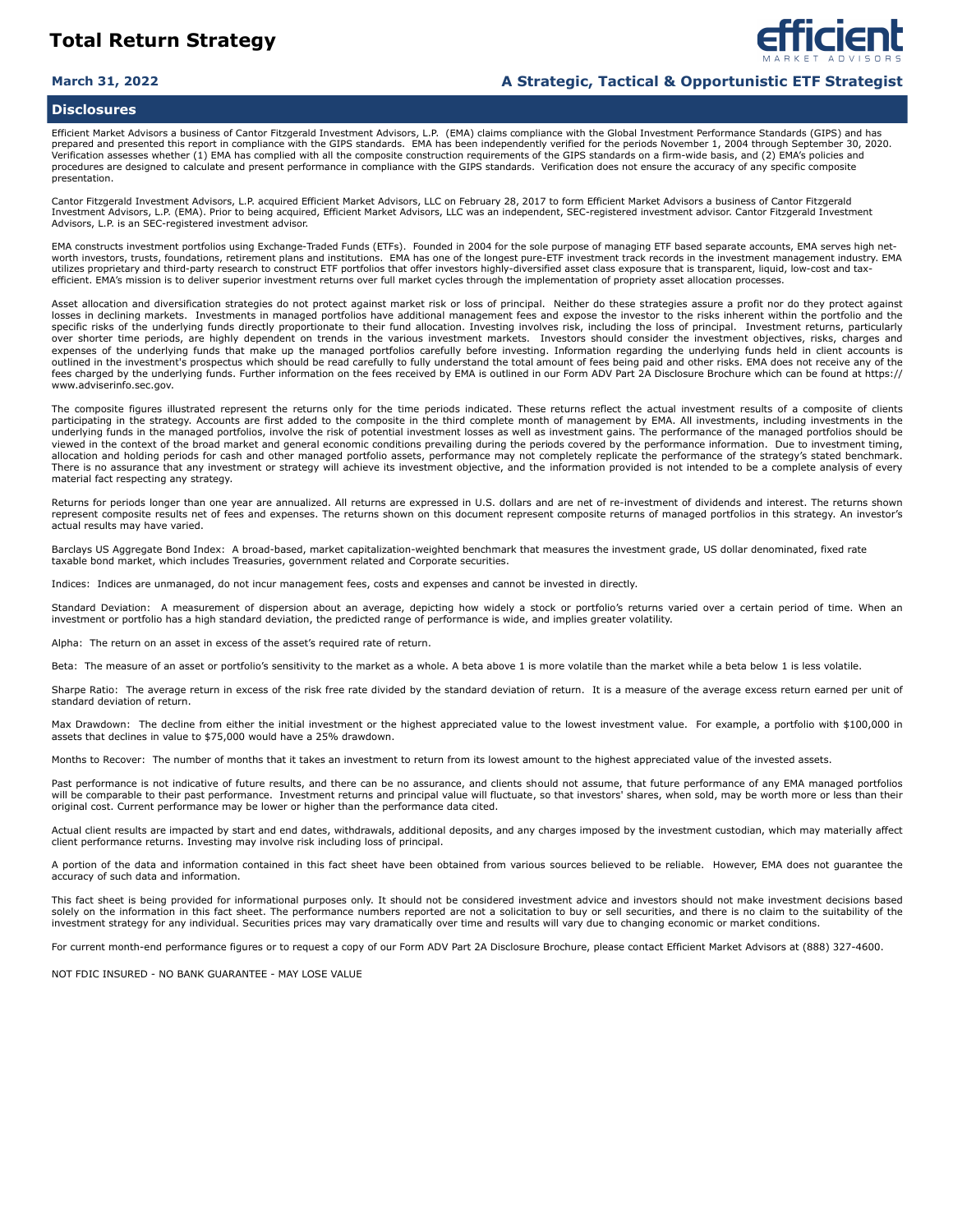# Total Return Strategy

**March 31, 2022**

**A Strategic, Tactical & Opportunistic ETF Strategist**

## Disclosures

Efficient Market Advisors a business of Cantor Fitzgerald Investment Advisors, L.P. (EMA) claims compliance with the Global Investment Performance Standards (GIPS) and has prepared and presented this report in compliance with the GIPS standards. EMA has been independently verified for the periods November 1, 2004 through September 30, 2020. Verification assesses whether (1) EMA has complied with all the composite construction requirements of the GIPS standards on a firm-wide basis, and (2) EMA's policies and procedures are designed to calculate and present performance in compliance with the GIPS standards. Verification does not ensure the accuracy of any specific composite presentation.

Cantor Fitzgerald Investment Advisors, L.P. acquired Efficient Market Advisors, LLC on February 28, 2017 to form Efficient Market Advisors a business of Cantor Fitzgerald Investment Advisors, L.P. (EMA). Prior to being acquired, Efficient Market Advisors, LLC was an independent, SEC-registered investment advisor. Cantor Fitzgerald Investment Advisors, L.P. is an SEC-registered investment advisor.

EMA constructs investment portfolios using Exchange-Traded Funds (ETFs). Founded in 2004 for the sole purpose of managing ETF based separate accounts, EMA serves high net-worth investors, trusts, foundations, retirement plans and institutions. EMA has one of the longest pure-ETF investment track records in the investment management industry. EMA utilizes proprietary and third-party research to construct ETF portfolios that offer investors highly-diversified asset class exposure that is transparent, liquid, low-cost and tax-efficient. EMA's mission is to deliver superior investment returns over full market cycles through the implementation of propriety asset allocation processes.

Asset allocation and diversification strategies do not protect against market risk or loss of principal. Neither do these strategies assure a profit nor do they protect against losses in declining markets. Investments in managed portfolios have additional management fees and expose the investor to the risks inherent within the portfolio and the specific risks of the underlying funds directly proportionate to their fund allocation. Investing involves risk, including the loss of principal. Investment returns, particularly over shorter time periods, are highly dependent on trends in the various investment markets. Investors should consider the investment objectives, risks, charges and expenses of the underlying funds that make up the managed portfolios carefully before investing. Information regarding the underlying funds held in client accounts is outlined in the investment's prospectus which should be read carefully to fully understand the total amount of fees being paid and other risks. EMA does not receive any of the fees charged by the underlying funds. Further information on the fees received by EMA is outlined in our Form ADV Part 2A Disclosure Brochure which can be found at https://www.adviserinfo.sec.gov.

The composite figures illustrated represent the returns only for the time periods indicated. These returns reflect the actual investment results of a composite of clients participating in the strategy. Accounts are first added to the composite in the third complete month of management by EMA. All investments, including investments in the underlying funds in the managed portfolios, involve the risk of potential investment losses as well as investment gains. The performance of the managed portfolios should be viewed in the context of the broad market and general economic conditions prevailing during the periods covered by the performance information. Due to investment timing, allocation and holding periods for cash and other managed portfolio assets, performance may not completely replicate the performance of the strategy's stated benchmark. There is no assurance that any investment or strategy will achieve its investment objective, and the information provided is not intended to be a complete analysis of every material fact respecting any strategy.

Returns for periods longer than one year are annualized. All returns are expressed in U.S. dollars and are net of re-investment of dividends and interest. The returns shown represent composite results net of fees and expenses. The returns shown on this document represent composite returns of managed portfolios in this strategy. An investor's actual results may have varied.

Barclays US Aggregate Bond Index: A broad-based, market capitalization-weighted benchmark that measures the investment grade, US dollar denominated, fixed rate taxable bond market, which includes Treasuries, government related and Corporate securities.

Indices: Indices are unmanaged, do not incur management fees, costs and expenses and cannot be invested in directly.

Standard Deviation: A measurement of dispersion about an average, depicting how widely a stock or portfolio's returns varied over a certain period of time. When an investment or portfolio has a high standard deviation, the predicted range of performance is wide, and implies greater volatility.

Alpha: The return on an asset in excess of the asset's required rate of return.

Beta: The measure of an asset or portfolio's sensitivity to the market as a whole. A beta above 1 is more volatile than the market while a beta below 1 is less volatile.

Sharpe Ratio: The average return in excess of the risk free rate divided by the standard deviation of return. It is a measure of the average excess return earned per unit of standard deviation of return.

Max Drawdown: The decline from either the initial investment or the highest appreciated value to the lowest investment value. For example, a portfolio with $100,000 in assets that declines in value to $75,000 would have a 25% drawdown.

Months to Recover: The number of months that it takes an investment to return from its lowest amount to the highest appreciated value of the invested assets.

Past performance is not indicative of future results, and there can be no assurance, and clients should not assume, that future performance of any EMA managed portfolios will be comparable to their past performance. Investment returns and principal value will fluctuate, so that investors' shares, when sold, may be worth more or less than their original cost. Current performance may be lower or higher than the performance data cited.

Actual client results are impacted by start and end dates, withdrawals, additional deposits, and any charges imposed by the investment custodian, which may materially affect client performance returns. Investing may involve risk including loss of principal.

A portion of the data and information contained in this fact sheet have been obtained from various sources believed to be reliable. However, EMA does not guarantee the accuracy of such data and information.

This fact sheet is being provided for informational purposes only. It should not be considered investment advice and investors should not make investment decisions based solely on the information in this fact sheet. The performance numbers reported are not a solicitation to buy or sell securities, and there is no claim to the suitability of the investment strategy for any individual. Securities prices may vary dramatically over time and results will vary due to changing economic or market conditions.

For current month-end performance figures or to request a copy of our Form ADV Part 2A Disclosure Brochure, please contact Efficient Market Advisors at (888) 327-4600.

NOT FDIC INSURED - NO BANK GUARANTEE - MAY LOSE VALUE